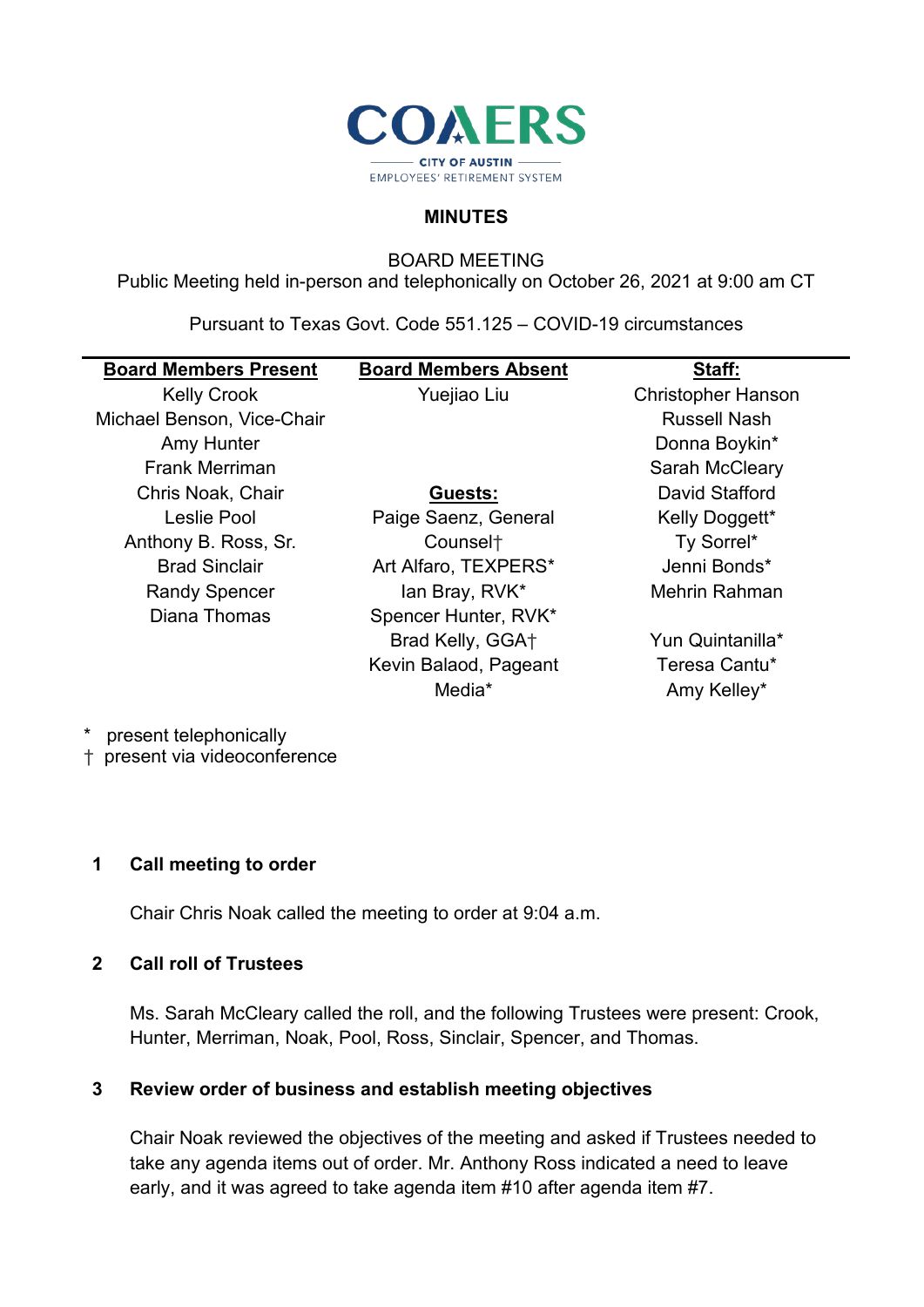COAERS

CITY OF AUSTIN EMPLOYEES' RETIREMENT SYSTEM

# MINUTES

BOARD MEETING
Public Meeting held in-person and telephonically on October 26, 2021 at 9:00 am CT

Pursuant to Texas Govt. Code 551.125 – COVID-19 circumstances

| Board Members Present | Board Members Absent | Staff: |
|---|---|---|
| Kelly Crook | Yuejiao Liu | Christopher Hanson |
| Michael Benson, Vice-Chair | | Russell Nash |
| Amy Hunter | | Donna Boykin* |
| Frank Merriman | | Sarah McCleary |
| Chris Noak, Chair | **Guests:** | David Stafford |
| Leslie Pool | Paige Saenz, General Counsel† | Kelly Doggett* |
| Anthony B. Ross, Sr. | Art Alfaro, TEXPERS* | Ty Sorrel* |
| Brad Sinclair | Ian Bray, RVK* | Jenni Bonds* |
| Randy Spencer | Spencer Hunter, RVK* | Mehrin Rahman |
| Diana Thomas | Brad Kelly, GGA† | Yun Quintanilla* |
| | Kevin Balaod, Pageant Media* | Teresa Cantu* |
| | | Amy Kelley* |

\* present telephonically
† present via videoconference

## 1 Call meeting to order

Chair Chris Noak called the meeting to order at 9:04 a.m.

## 2 Call roll of Trustees

Ms. Sarah McCleary called the roll, and the following Trustees were present: Crook, Hunter, Merriman, Noak, Pool, Ross, Sinclair, Spencer, and Thomas.

## 3 Review order of business and establish meeting objectives

Chair Noak reviewed the objectives of the meeting and asked if Trustees needed to take any agenda items out of order. Mr. Anthony Ross indicated a need to leave early, and it was agreed to take agenda item #10 after agenda item #7.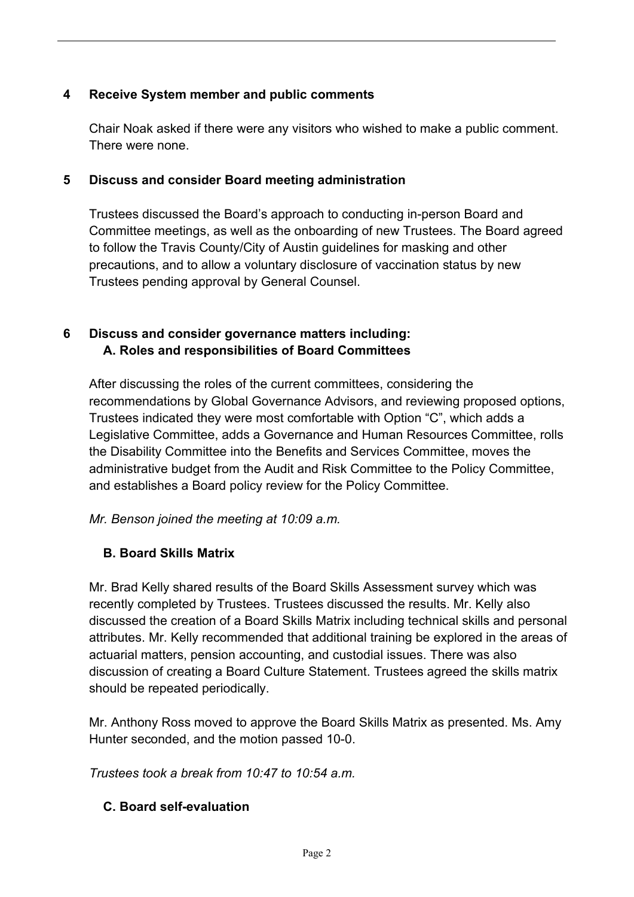## 4 Receive System member and public comments

Chair Noak asked if there were any visitors who wished to make a public comment. There were none.

## 5 Discuss and consider Board meeting administration

Trustees discussed the Board's approach to conducting in-person Board and Committee meetings, as well as the onboarding of new Trustees. The Board agreed to follow the Travis County/City of Austin guidelines for masking and other precautions, and to allow a voluntary disclosure of vaccination status by new Trustees pending approval by General Counsel.

## 6 Discuss and consider governance matters including:

### A. Roles and responsibilities of Board Committees

After discussing the roles of the current committees, considering the recommendations by Global Governance Advisors, and reviewing proposed options, Trustees indicated they were most comfortable with Option "C", which adds a Legislative Committee, adds a Governance and Human Resources Committee, rolls the Disability Committee into the Benefits and Services Committee, moves the administrative budget from the Audit and Risk Committee to the Policy Committee, and establishes a Board policy review for the Policy Committee.

*Mr. Benson joined the meeting at 10:09 a.m.*

### B. Board Skills Matrix

Mr. Brad Kelly shared results of the Board Skills Assessment survey which was recently completed by Trustees. Trustees discussed the results. Mr. Kelly also discussed the creation of a Board Skills Matrix including technical skills and personal attributes. Mr. Kelly recommended that additional training be explored in the areas of actuarial matters, pension accounting, and custodial issues. There was also discussion of creating a Board Culture Statement. Trustees agreed the skills matrix should be repeated periodically.

Mr. Anthony Ross moved to approve the Board Skills Matrix as presented. Ms. Amy Hunter seconded, and the motion passed 10-0.

*Trustees took a break from 10:47 to 10:54 a.m.*

### C. Board self-evaluation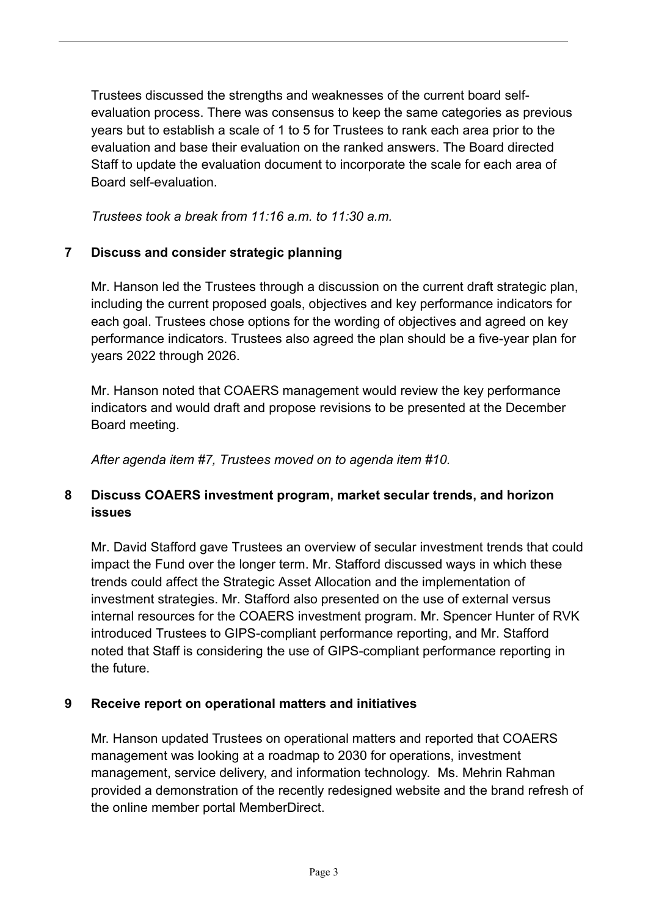Trustees discussed the strengths and weaknesses of the current board self-evaluation process. There was consensus to keep the same categories as previous years but to establish a scale of 1 to 5 for Trustees to rank each area prior to the evaluation and base their evaluation on the ranked answers. The Board directed Staff to update the evaluation document to incorporate the scale for each area of Board self-evaluation.

*Trustees took a break from 11:16 a.m. to 11:30 a.m.*

## 7 Discuss and consider strategic planning

Mr. Hanson led the Trustees through a discussion on the current draft strategic plan, including the current proposed goals, objectives and key performance indicators for each goal. Trustees chose options for the wording of objectives and agreed on key performance indicators. Trustees also agreed the plan should be a five-year plan for years 2022 through 2026.

Mr. Hanson noted that COAERS management would review the key performance indicators and would draft and propose revisions to be presented at the December Board meeting.

*After agenda item #7, Trustees moved on to agenda item #10.*

## 8 Discuss COAERS investment program, market secular trends, and horizon issues

Mr. David Stafford gave Trustees an overview of secular investment trends that could impact the Fund over the longer term. Mr. Stafford discussed ways in which these trends could affect the Strategic Asset Allocation and the implementation of investment strategies. Mr. Stafford also presented on the use of external versus internal resources for the COAERS investment program. Mr. Spencer Hunter of RVK introduced Trustees to GIPS-compliant performance reporting, and Mr. Stafford noted that Staff is considering the use of GIPS-compliant performance reporting in the future.

## 9 Receive report on operational matters and initiatives

Mr. Hanson updated Trustees on operational matters and reported that COAERS management was looking at a roadmap to 2030 for operations, investment management, service delivery, and information technology. Ms. Mehrin Rahman provided a demonstration of the recently redesigned website and the brand refresh of the online member portal MemberDirect.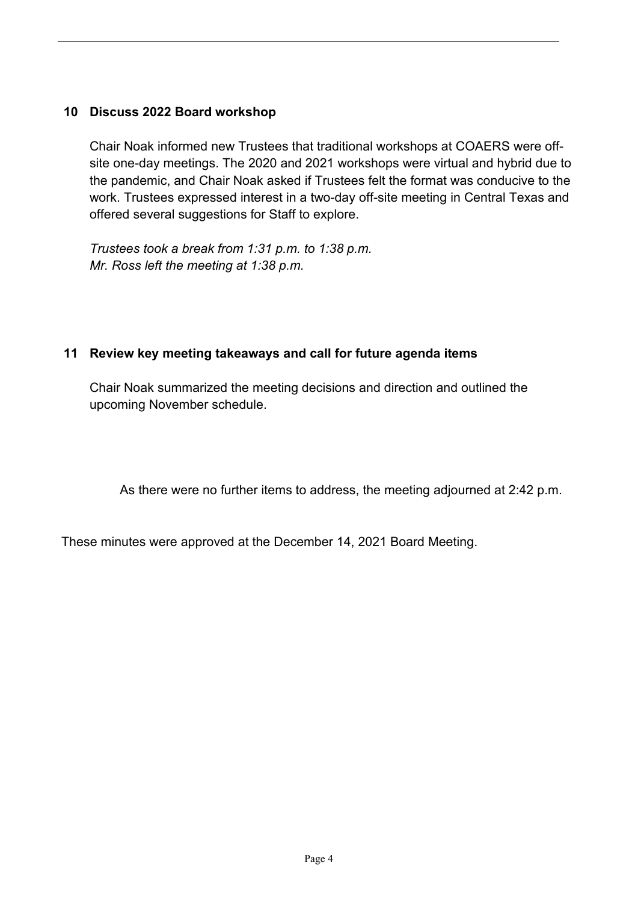## 10 Discuss 2022 Board workshop

Chair Noak informed new Trustees that traditional workshops at COAERS were off-site one-day meetings. The 2020 and 2021 workshops were virtual and hybrid due to the pandemic, and Chair Noak asked if Trustees felt the format was conducive to the work. Trustees expressed interest in a two-day off-site meeting in Central Texas and offered several suggestions for Staff to explore.

*Trustees took a break from 1:31 p.m. to 1:38 p.m.*
*Mr. Ross left the meeting at 1:38 p.m.*

## 11 Review key meeting takeaways and call for future agenda items

Chair Noak summarized the meeting decisions and direction and outlined the upcoming November schedule.

As there were no further items to address, the meeting adjourned at 2:42 p.m.

These minutes were approved at the December 14, 2021 Board Meeting.